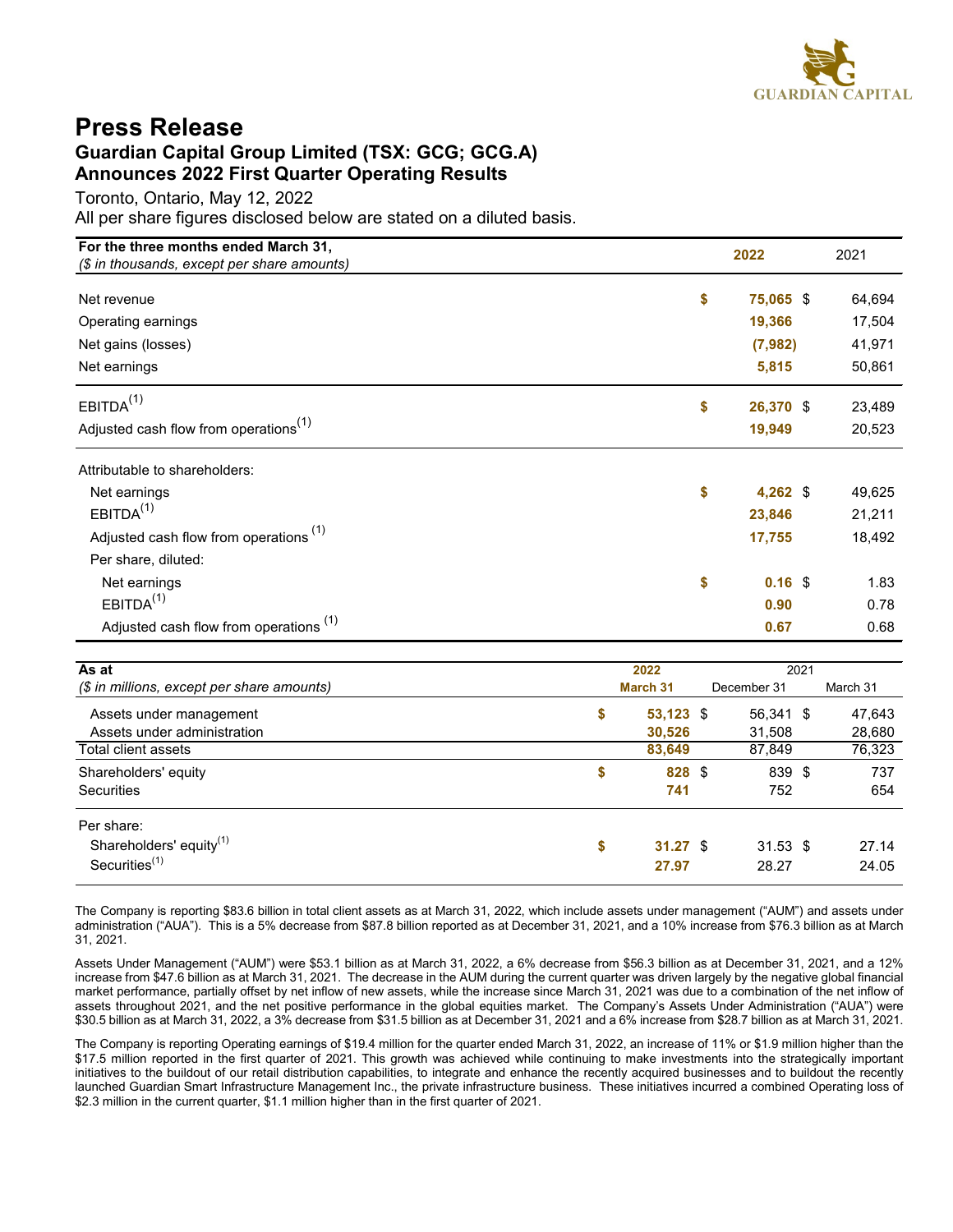# Press Release

## Guardian Capital Group Limited (TSX: GCG; GCG.A) Announces 2022 First Quarter Operating Results

Toronto, Ontario, May 12, 2022

All per share figures disclosed below are stated on a diluted basis.

| **For the three months ended March 31,** *($ in thousands, except per share amounts)* | **2022** | 2021 |
|---|---|---|
| Net revenue | **$ 75,065** | $ 64,694 |
| Operating earnings | **19,366** | 17,504 |
| Net gains (losses) | **(7,982)** | 41,971 |
| Net earnings | **5,815** | 50,861 |
| EBITDA(1) | **$ 26,370** | $ 23,489 |
| Adjusted cash flow from operations(1) | **19,949** | 20,523 |
| Attributable to shareholders: | | |
| Net earnings | **$ 4,262** | $ 49,625 |
| EBITDA(1) | **23,846** | 21,211 |
| Adjusted cash flow from operations (1) | **17,755** | 18,492 |
| Per share, diluted: | | |
| Net earnings | **$ 0.16** | $ 1.83 |
| EBITDA(1) | **0.90** | 0.78 |
| Adjusted cash flow from operations (1) | **0.67** | 0.68 |

| **As at** | **2022** | 2021 | |
|---|---|---|---|
| *($ in millions, except per share amounts)* | **March 31** | December 31 | March 31 |
| Assets under management | **$ 53,123** | $ 56,341 | $ 47,643 |
| Assets under administration | **30,526** | 31,508 | 28,680 |
| Total client assets | **83,649** | 87,849 | 76,323 |
| Shareholders' equity | **$ 828** | $ 839 | $ 737 |
| Securities | **741** | 752 | 654 |
| Per share: | | | |
| Shareholders' equity(1) | **$ 31.27** | $ 31.53 | $ 27.14 |
| Securities(1) | **27.97** | 28.27 | 24.05 |

The Company is reporting $83.6 billion in total client assets as at March 31, 2022, which include assets under management ("AUM") and assets under administration ("AUA"). This is a 5% decrease from $87.8 billion reported as at December 31, 2021, and a 10% increase from $76.3 billion as at March 31, 2021.

Assets Under Management ("AUM") were $53.1 billion as at March 31, 2022, a 6% decrease from $56.3 billion as at December 31, 2021, and a 12% increase from $47.6 billion as at March 31, 2021. The decrease in the AUM during the current quarter was driven largely by the negative global financial market performance, partially offset by net inflow of new assets, while the increase since March 31, 2021 was due to a combination of the net inflow of assets throughout 2021, and the net positive performance in the global equities market. The Company's Assets Under Administration ("AUA") were $30.5 billion as at March 31, 2022, a 3% decrease from $31.5 billion as at December 31, 2021 and a 6% increase from $28.7 billion as at March 31, 2021.

The Company is reporting Operating earnings of $19.4 million for the quarter ended March 31, 2022, an increase of 11% or $1.9 million higher than the $17.5 million reported in the first quarter of 2021. This growth was achieved while continuing to make investments into the strategically important initiatives to the buildout of our retail distribution capabilities, to integrate and enhance the recently acquired businesses and to buildout the recently launched Guardian Smart Infrastructure Management Inc., the private infrastructure business. These initiatives incurred a combined Operating loss of $2.3 million in the current quarter, $1.1 million higher than in the first quarter of 2021.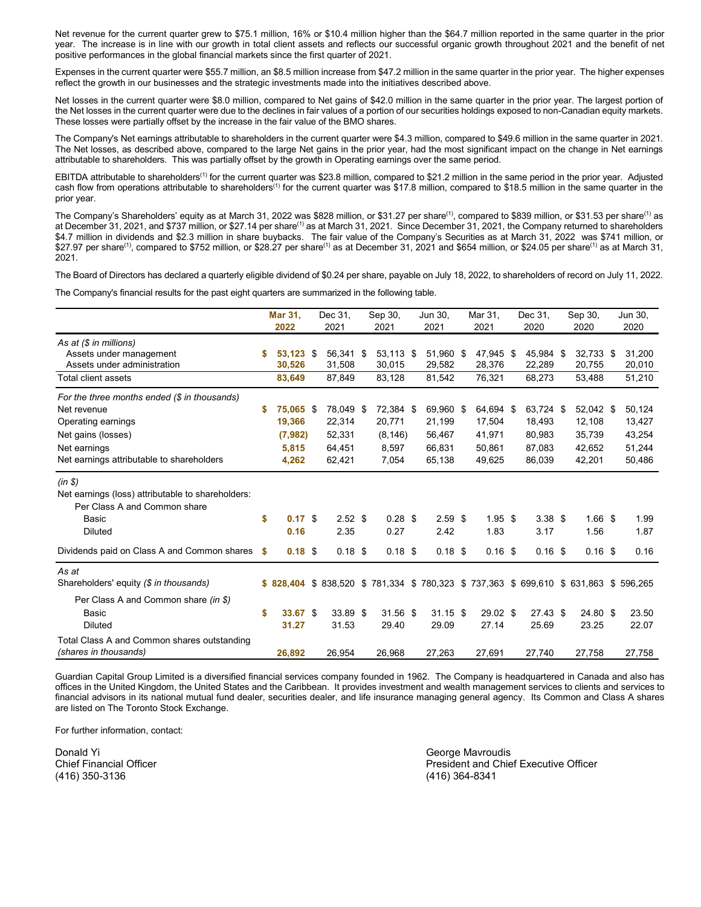Net revenue for the current quarter grew to $75.1 million, 16% or $10.4 million higher than the $64.7 million reported in the same quarter in the prior year. The increase is in line with our growth in total client assets and reflects our successful organic growth throughout 2021 and the benefit of net positive performances in the global financial markets since the first quarter of 2021.

Expenses in the current quarter were $55.7 million, an $8.5 million increase from $47.2 million in the same quarter in the prior year. The higher expenses reflect the growth in our businesses and the strategic investments made into the initiatives described above.

Net losses in the current quarter were $8.0 million, compared to Net gains of $42.0 million in the same quarter in the prior year. The largest portion of the Net losses in the current quarter were due to the declines in fair values of a portion of our securities holdings exposed to non-Canadian equity markets. These losses were partially offset by the increase in the fair value of the BMO shares.

The Company's Net earnings attributable to shareholders in the current quarter were $4.3 million, compared to $49.6 million in the same quarter in 2021. The Net losses, as described above, compared to the large Net gains in the prior year, had the most significant impact on the change in Net earnings attributable to shareholders. This was partially offset by the growth in Operating earnings over the same period.

EBITDA attributable to shareholders(1) for the current quarter was $23.8 million, compared to $21.2 million in the same period in the prior year. Adjusted cash flow from operations attributable to shareholders(1) for the current quarter was $17.8 million, compared to $18.5 million in the same quarter in the prior year.

The Company's Shareholders' equity as at March 31, 2022 was $828 million, or $31.27 per share(1), compared to $839 million, or $31.53 per share(1) as at December 31, 2021, and $737 million, or $27.14 per share(1) as at March 31, 2021. Since December 31, 2021, the Company returned to shareholders $4.7 million in dividends and $2.3 million in share buybacks. The fair value of the Company's Securities as at March 31, 2022 was $741 million, or $27.97 per share(1), compared to $752 million, or $28.27 per share(1) as at December 31, 2021 and $654 million, or $24.05 per share(1) as at March 31, 2021.

The Board of Directors has declared a quarterly eligible dividend of $0.24 per share, payable on July 18, 2022, to shareholders of record on July 11, 2022.

The Company's financial results for the past eight quarters are summarized in the following table.

| | **Mar 31, 2022** | Dec 31, 2021 | Sep 30, 2021 | Jun 30, 2021 | Mar 31, 2021 | Dec 31, 2020 | Sep 30, 2020 | Jun 30, 2020 |
|---|---|---|---|---|---|---|---|---|
| *As at ($ in millions)* | | | | | | | | |
| Assets under management | **$ 53,123** | $ 56,341 | $ 53,113 | $ 51,960 | $ 47,945 | $ 45,984 | $ 32,733 | $ 31,200 |
| Assets under administration | **30,526** | 31,508 | 30,015 | 29,582 | 28,376 | 22,289 | 20,755 | 20,010 |
| Total client assets | **83,649** | 87,849 | 83,128 | 81,542 | 76,321 | 68,273 | 53,488 | 51,210 |
| *For the three months ended ($ in thousands)* | | | | | | | | |
| Net revenue | **$ 75,065** | $ 78,049 | $ 72,384 | $ 69,960 | $ 64,694 | $ 63,724 | $ 52,042 | $ 50,124 |
| Operating earnings | **19,366** | 22,314 | 20,771 | 21,199 | 17,504 | 18,493 | 12,108 | 13,427 |
| Net gains (losses) | **(7,982)** | 52,331 | (8,146) | 56,467 | 41,971 | 80,983 | 35,739 | 43,254 |
| Net earnings | **5,815** | 64,451 | 8,597 | 66,831 | 50,861 | 87,083 | 42,652 | 51,244 |
| Net earnings attributable to shareholders | **4,262** | 62,421 | 7,054 | 65,138 | 49,625 | 86,039 | 42,201 | 50,486 |
| *(in $)* | | | | | | | | |
| Net earnings (loss) attributable to shareholders: | | | | | | | | |
| Per Class A and Common share | | | | | | | | |
| Basic | **$ 0.17** | $ 2.52 | $ 0.28 | $ 2.59 | $ 1.95 | $ 3.38 | $ 1.66 | $ 1.99 |
| Diluted | **0.16** | 2.35 | 0.27 | 2.42 | 1.83 | 3.17 | 1.56 | 1.87 |
| Dividends paid on Class A and Common shares | **$ 0.18** | $ 0.18 | $ 0.18 | $ 0.18 | $ 0.16 | $ 0.16 | $ 0.16 | $ 0.16 |
| *As at* | | | | | | | | |
| Shareholders' equity *($ in thousands)* | **$ 828,404** | $ 838,520 | $ 781,334 | $ 780,323 | $ 737,363 | $ 699,610 | $ 631,863 | $ 596,265 |
| Per Class A and Common share *(in $)* | | | | | | | | |
| Basic | **$ 33.67** | $ 33.89 | $ 31.56 | $ 31.15 | $ 29.02 | $ 27.43 | $ 24.80 | $ 23.50 |
| Diluted | **31.27** | 31.53 | 29.40 | 29.09 | 27.14 | 25.69 | 23.25 | 22.07 |
| Total Class A and Common shares outstanding *(shares in thousands)* | **26,892** | 26,954 | 26,968 | 27,263 | 27,691 | 27,740 | 27,758 | 27,758 |

Guardian Capital Group Limited is a diversified financial services company founded in 1962. The Company is headquartered in Canada and also has offices in the United Kingdom, the United States and the Caribbean. It provides investment and wealth management services to clients and services to financial advisors in its national mutual fund dealer, securities dealer, and life insurance managing general agency. Its Common and Class A shares are listed on The Toronto Stock Exchange.

For further information, contact:

Donald Yi
Chief Financial Officer
(416) 350-3136

George Mavroudis
President and Chief Executive Officer
(416) 364-8341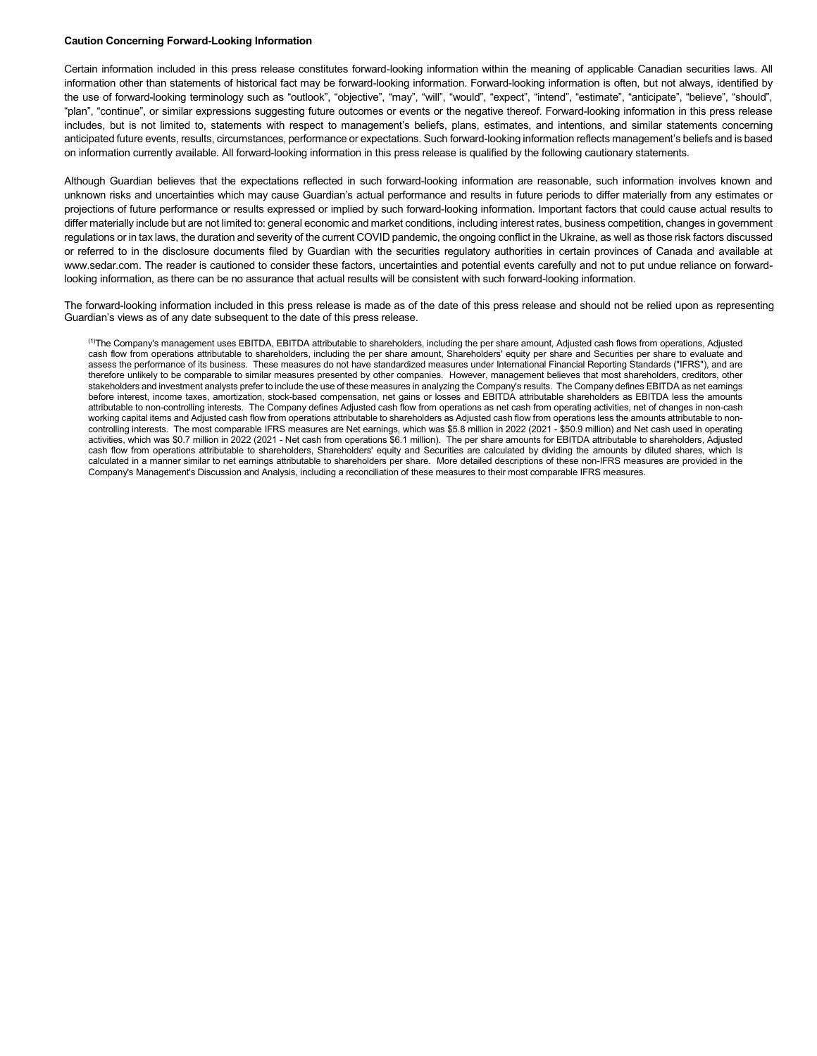**Caution Concerning Forward-Looking Information**

Certain information included in this press release constitutes forward-looking information within the meaning of applicable Canadian securities laws. All information other than statements of historical fact may be forward-looking information. Forward-looking information is often, but not always, identified by the use of forward-looking terminology such as “outlook”, “objective”, “may”, “will”, “would”, “expect”, “intend”, “estimate”, “anticipate”, “believe”, “should”, “plan”, “continue”, or similar expressions suggesting future outcomes or events or the negative thereof. Forward-looking information in this press release includes, but is not limited to, statements with respect to management’s beliefs, plans, estimates, and intentions, and similar statements concerning anticipated future events, results, circumstances, performance or expectations. Such forward-looking information reflects management’s beliefs and is based on information currently available. All forward-looking information in this press release is qualified by the following cautionary statements.

Although Guardian believes that the expectations reflected in such forward-looking information are reasonable, such information involves known and unknown risks and uncertainties which may cause Guardian’s actual performance and results in future periods to differ materially from any estimates or projections of future performance or results expressed or implied by such forward-looking information. Important factors that could cause actual results to differ materially include but are not limited to: general economic and market conditions, including interest rates, business competition, changes in government regulations or in tax laws, the duration and severity of the current COVID pandemic, the ongoing conflict in the Ukraine, as well as those risk factors discussed or referred to in the disclosure documents filed by Guardian with the securities regulatory authorities in certain provinces of Canada and available at www.sedar.com. The reader is cautioned to consider these factors, uncertainties and potential events carefully and not to put undue reliance on forward-looking information, as there can be no assurance that actual results will be consistent with such forward-looking information.

The forward-looking information included in this press release is made as of the date of this press release and should not be relied upon as representing Guardian’s views as of any date subsequent to the date of this press release.

(1)The Company's management uses EBITDA, EBITDA attributable to shareholders, including the per share amount, Adjusted cash flows from operations, Adjusted cash flow from operations attributable to shareholders, including the per share amount, Shareholders' equity per share and Securities per share to evaluate and assess the performance of its business. These measures do not have standardized measures under International Financial Reporting Standards ("IFRS"), and are therefore unlikely to be comparable to similar measures presented by other companies. However, management believes that most shareholders, creditors, other stakeholders and investment analysts prefer to include the use of these measures in analyzing the Company's results. The Company defines EBITDA as net earnings before interest, income taxes, amortization, stock-based compensation, net gains or losses and EBITDA attributable shareholders as EBITDA less the amounts attributable to non-controlling interests. The Company defines Adjusted cash flow from operations as net cash from operating activities, net of changes in non-cash working capital items and Adjusted cash flow from operations attributable to shareholders as Adjusted cash flow from operations less the amounts attributable to non-controlling interests. The most comparable IFRS measures are Net earnings, which was $5.8 million in 2022 (2021 - $50.9 million) and Net cash used in operating activities, which was $0.7 million in 2022 (2021 - Net cash from operations $6.1 million). The per share amounts for EBITDA attributable to shareholders, Adjusted cash flow from operations attributable to shareholders, Shareholders' equity and Securities are calculated by dividing the amounts by diluted shares, which Is calculated in a manner similar to net earnings attributable to shareholders per share. More detailed descriptions of these non-IFRS measures are provided in the Company's Management's Discussion and Analysis, including a reconciliation of these measures to their most comparable IFRS measures.